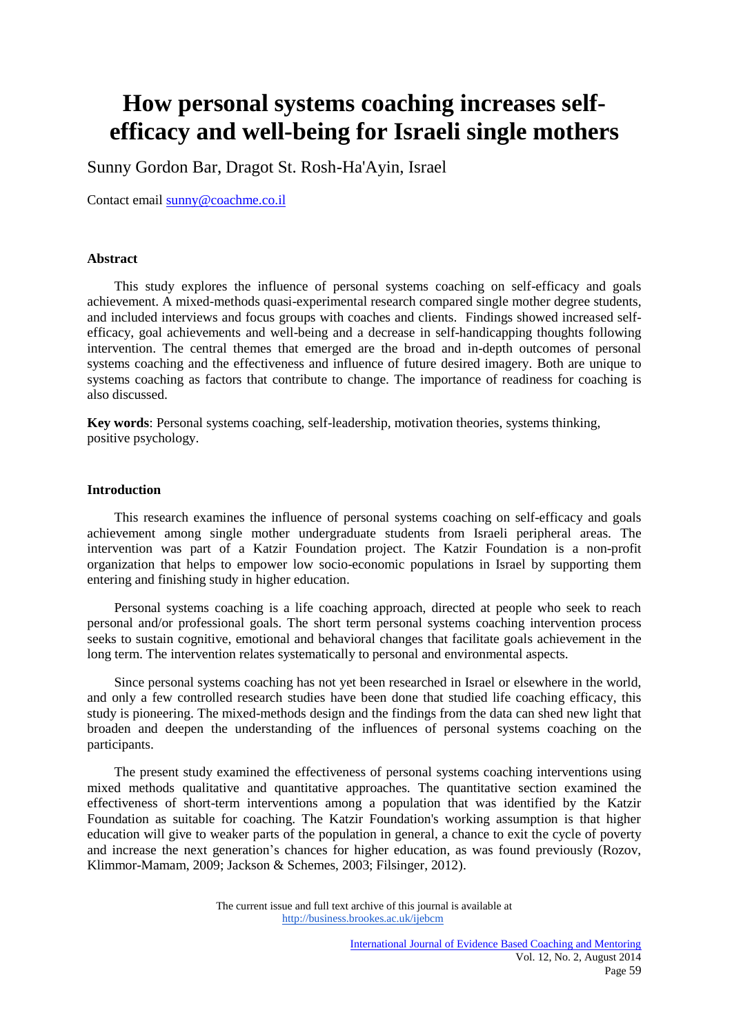# How personal systems coaching increases self-efficacy and well-being for Israeli single mothers

Sunny Gordon Bar, Dragot St. Rosh-Ha'Ayin, Israel

Contact email sunny@coachme.co.il

**Abstract**

This study explores the influence of personal systems coaching on self-efficacy and goals achievement. A mixed-methods quasi-experimental research compared single mother degree students, and included interviews and focus groups with coaches and clients. Findings showed increased self-efficacy, goal achievements and well-being and a decrease in self-handicapping thoughts following intervention. The central themes that emerged are the broad and in-depth outcomes of personal systems coaching and the effectiveness and influence of future desired imagery. Both are unique to systems coaching as factors that contribute to change. The importance of readiness for coaching is also discussed.

**Key words**: Personal systems coaching, self-leadership, motivation theories, systems thinking, positive psychology.

**Introduction**

This research examines the influence of personal systems coaching on self-efficacy and goals achievement among single mother undergraduate students from Israeli peripheral areas. The intervention was part of a Katzir Foundation project. The Katzir Foundation is a non-profit organization that helps to empower low socio-economic populations in Israel by supporting them entering and finishing study in higher education.

Personal systems coaching is a life coaching approach, directed at people who seek to reach personal and/or professional goals. The short term personal systems coaching intervention process seeks to sustain cognitive, emotional and behavioral changes that facilitate goals achievement in the long term. The intervention relates systematically to personal and environmental aspects.

Since personal systems coaching has not yet been researched in Israel or elsewhere in the world, and only a few controlled research studies have been done that studied life coaching efficacy, this study is pioneering. The mixed-methods design and the findings from the data can shed new light that broaden and deepen the understanding of the influences of personal systems coaching on the participants.

The present study examined the effectiveness of personal systems coaching interventions using mixed methods qualitative and quantitative approaches. The quantitative section examined the effectiveness of short-term interventions among a population that was identified by the Katzir Foundation as suitable for coaching. The Katzir Foundation's working assumption is that higher education will give to weaker parts of the population in general, a chance to exit the cycle of poverty and increase the next generation's chances for higher education, as was found previously (Rozov, Klimmor-Mamam, 2009; Jackson & Schemes, 2003; Filsinger, 2012).

The current issue and full text archive of this journal is available at http://business.brookes.ac.uk/ijebcm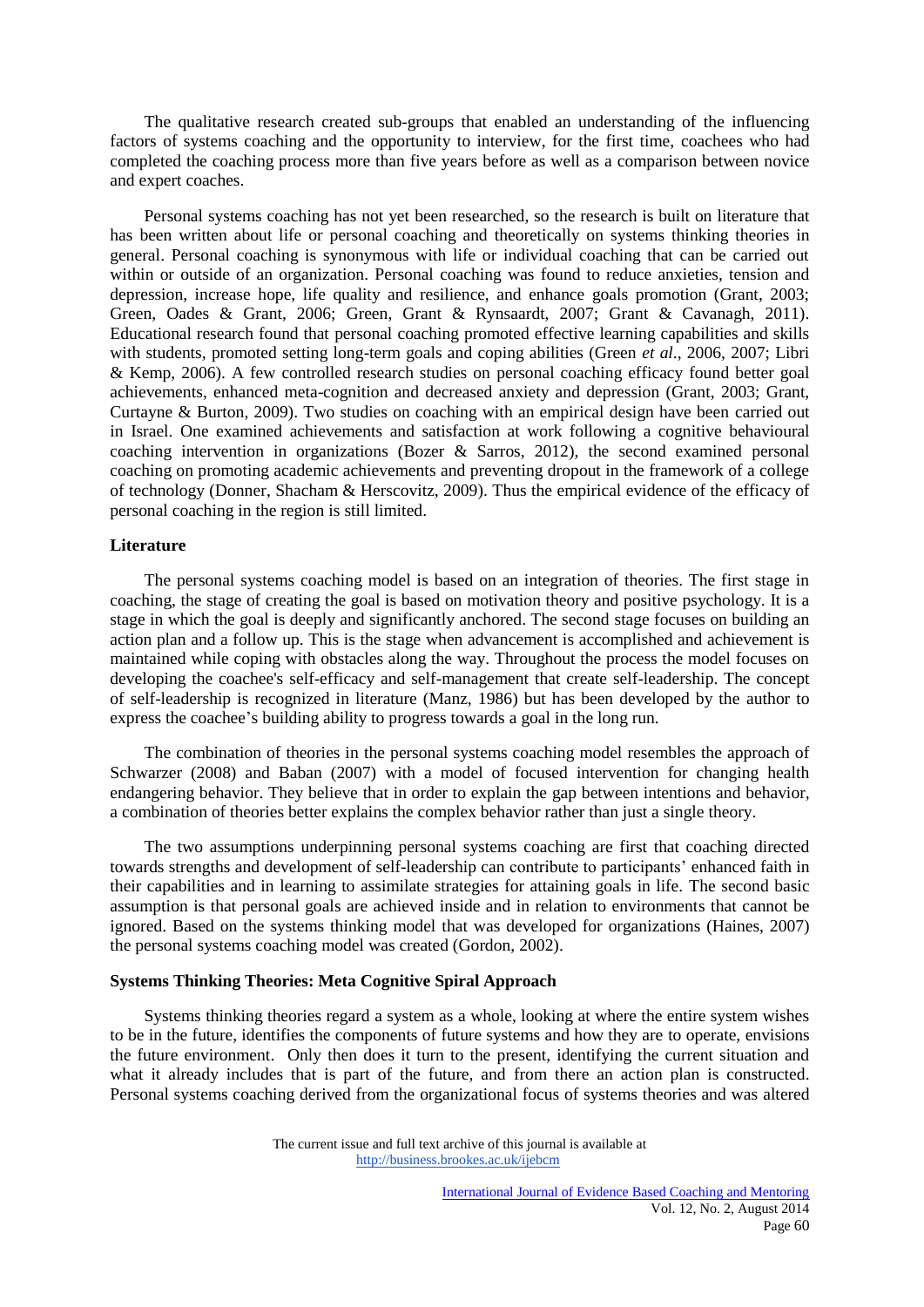The qualitative research created sub-groups that enabled an understanding of the influencing factors of systems coaching and the opportunity to interview, for the first time, coachees who had completed the coaching process more than five years before as well as a comparison between novice and expert coaches.

Personal systems coaching has not yet been researched, so the research is built on literature that has been written about life or personal coaching and theoretically on systems thinking theories in general. Personal coaching is synonymous with life or individual coaching that can be carried out within or outside of an organization. Personal coaching was found to reduce anxieties, tension and depression, increase hope, life quality and resilience, and enhance goals promotion (Grant, 2003; Green, Oades & Grant, 2006; Green, Grant & Rynsaardt, 2007; Grant & Cavanagh, 2011). Educational research found that personal coaching promoted effective learning capabilities and skills with students, promoted setting long-term goals and coping abilities (Green *et al.*, 2006, 2007; Libri & Kemp, 2006). A few controlled research studies on personal coaching efficacy found better goal achievements, enhanced meta-cognition and decreased anxiety and depression (Grant, 2003; Grant, Curtayne & Burton, 2009). Two studies on coaching with an empirical design have been carried out in Israel. One examined achievements and satisfaction at work following a cognitive behavioural coaching intervention in organizations (Bozer & Sarros, 2012), the second examined personal coaching on promoting academic achievements and preventing dropout in the framework of a college of technology (Donner, Shacham & Herscovitz, 2009). Thus the empirical evidence of the efficacy of personal coaching in the region is still limited.

## Literature

The personal systems coaching model is based on an integration of theories. The first stage in coaching, the stage of creating the goal is based on motivation theory and positive psychology. It is a stage in which the goal is deeply and significantly anchored. The second stage focuses on building an action plan and a follow up. This is the stage when advancement is accomplished and achievement is maintained while coping with obstacles along the way. Throughout the process the model focuses on developing the coachee's self-efficacy and self-management that create self-leadership. The concept of self-leadership is recognized in literature (Manz, 1986) but has been developed by the author to express the coachee's building ability to progress towards a goal in the long run.

The combination of theories in the personal systems coaching model resembles the approach of Schwarzer (2008) and Baban (2007) with a model of focused intervention for changing health endangering behavior. They believe that in order to explain the gap between intentions and behavior, a combination of theories better explains the complex behavior rather than just a single theory.

The two assumptions underpinning personal systems coaching are first that coaching directed towards strengths and development of self-leadership can contribute to participants' enhanced faith in their capabilities and in learning to assimilate strategies for attaining goals in life. The second basic assumption is that personal goals are achieved inside and in relation to environments that cannot be ignored. Based on the systems thinking model that was developed for organizations (Haines, 2007) the personal systems coaching model was created (Gordon, 2002).

### Systems Thinking Theories: Meta Cognitive Spiral Approach

Systems thinking theories regard a system as a whole, looking at where the entire system wishes to be in the future, identifies the components of future systems and how they are to operate, envisions the future environment. Only then does it turn to the present, identifying the current situation and what it already includes that is part of the future, and from there an action plan is constructed. Personal systems coaching derived from the organizational focus of systems theories and was altered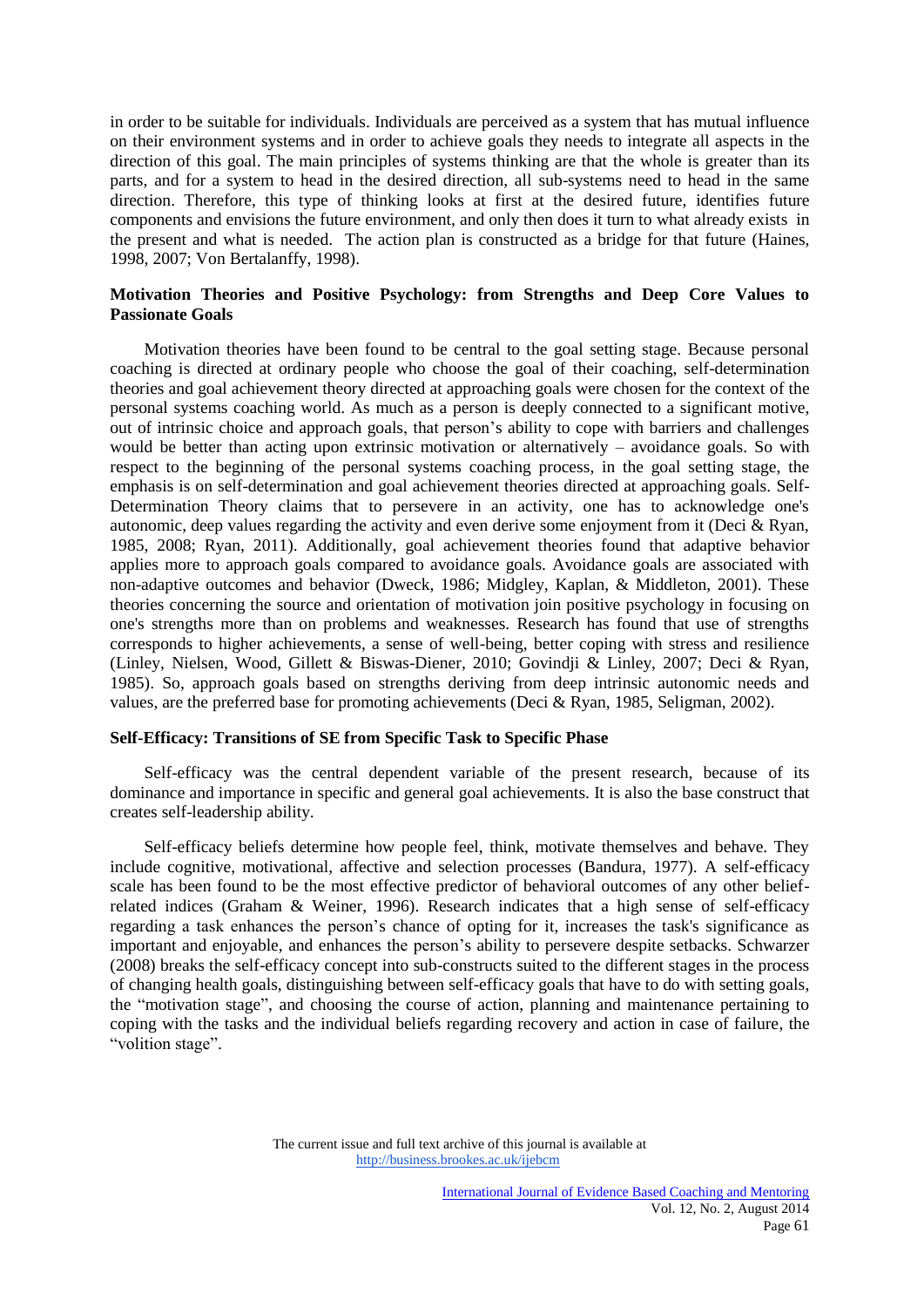in order to be suitable for individuals. Individuals are perceived as a system that has mutual influence on their environment systems and in order to achieve goals they needs to integrate all aspects in the direction of this goal. The main principles of systems thinking are that the whole is greater than its parts, and for a system to head in the desired direction, all sub-systems need to head in the same direction. Therefore, this type of thinking looks at first at the desired future, identifies future components and envisions the future environment, and only then does it turn to what already exists in the present and what is needed. The action plan is constructed as a bridge for that future (Haines, 1998, 2007; Von Bertalanffy, 1998).

### Motivation Theories and Positive Psychology: from Strengths and Deep Core Values to Passionate Goals

Motivation theories have been found to be central to the goal setting stage. Because personal coaching is directed at ordinary people who choose the goal of their coaching, self-determination theories and goal achievement theory directed at approaching goals were chosen for the context of the personal systems coaching world. As much as a person is deeply connected to a significant motive, out of intrinsic choice and approach goals, that person's ability to cope with barriers and challenges would be better than acting upon extrinsic motivation or alternatively – avoidance goals. So with respect to the beginning of the personal systems coaching process, in the goal setting stage, the emphasis is on self-determination and goal achievement theories directed at approaching goals. Self-Determination Theory claims that to persevere in an activity, one has to acknowledge one's autonomic, deep values regarding the activity and even derive some enjoyment from it (Deci & Ryan, 1985, 2008; Ryan, 2011). Additionally, goal achievement theories found that adaptive behavior applies more to approach goals compared to avoidance goals. Avoidance goals are associated with non-adaptive outcomes and behavior (Dweck, 1986; Midgley, Kaplan, & Middleton, 2001). These theories concerning the source and orientation of motivation join positive psychology in focusing on one's strengths more than on problems and weaknesses. Research has found that use of strengths corresponds to higher achievements, a sense of well-being, better coping with stress and resilience (Linley, Nielsen, Wood, Gillett & Biswas-Diener, 2010; Govindji & Linley, 2007; Deci & Ryan, 1985). So, approach goals based on strengths deriving from deep intrinsic autonomic needs and values, are the preferred base for promoting achievements (Deci & Ryan, 1985, Seligman, 2002).

### Self-Efficacy: Transitions of SE from Specific Task to Specific Phase

Self-efficacy was the central dependent variable of the present research, because of its dominance and importance in specific and general goal achievements. It is also the base construct that creates self-leadership ability.

Self-efficacy beliefs determine how people feel, think, motivate themselves and behave. They include cognitive, motivational, affective and selection processes (Bandura, 1977). A self-efficacy scale has been found to be the most effective predictor of behavioral outcomes of any other belief-related indices (Graham & Weiner, 1996). Research indicates that a high sense of self-efficacy regarding a task enhances the person's chance of opting for it, increases the task's significance as important and enjoyable, and enhances the person's ability to persevere despite setbacks. Schwarzer (2008) breaks the self-efficacy concept into sub-constructs suited to the different stages in the process of changing health goals, distinguishing between self-efficacy goals that have to do with setting goals, the "motivation stage", and choosing the course of action, planning and maintenance pertaining to coping with the tasks and the individual beliefs regarding recovery and action in case of failure, the "volition stage".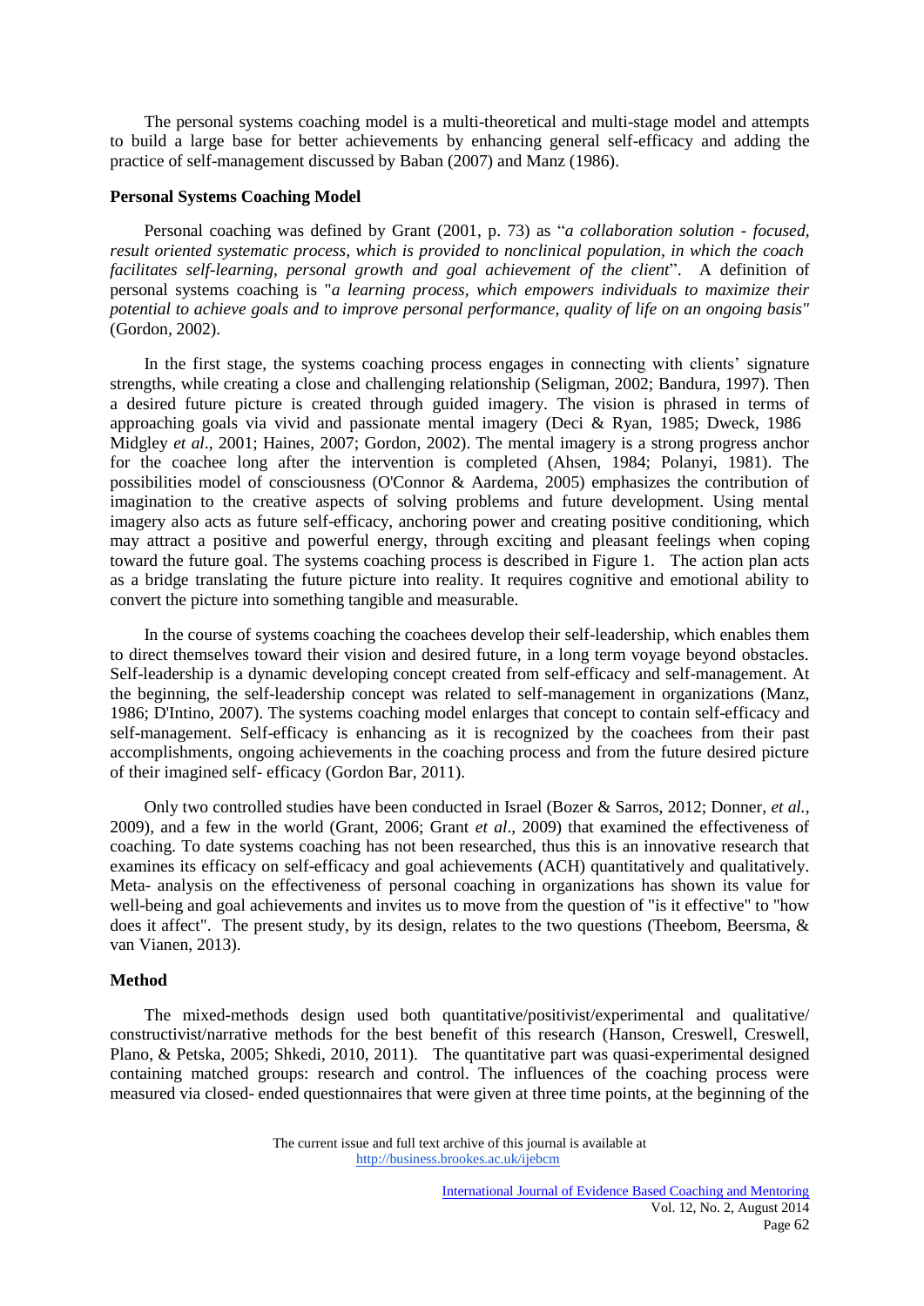The personal systems coaching model is a multi-theoretical and multi-stage model and attempts to build a large base for better achievements by enhancing general self-efficacy and adding the practice of self-management discussed by Baban (2007) and Manz (1986).

**Personal Systems Coaching Model**

Personal coaching was defined by Grant (2001, p. 73) as "*a collaboration solution - focused, result oriented systematic process, which is provided to nonclinical population, in which the coach facilitates self-learning, personal growth and goal achievement of the client*". A definition of personal systems coaching is "*a learning process, which empowers individuals to maximize their potential to achieve goals and to improve personal performance, quality of life on an ongoing basis"* (Gordon, 2002).

In the first stage, the systems coaching process engages in connecting with clients' signature strengths, while creating a close and challenging relationship (Seligman, 2002; Bandura, 1997). Then a desired future picture is created through guided imagery. The vision is phrased in terms of approaching goals via vivid and passionate mental imagery (Deci & Ryan, 1985; Dweck, 1986 Midgley *et al*., 2001; Haines, 2007; Gordon, 2002). The mental imagery is a strong progress anchor for the coachee long after the intervention is completed (Ahsen, 1984; Polanyi, 1981). The possibilities model of consciousness (O'Connor & Aardema, 2005) emphasizes the contribution of imagination to the creative aspects of solving problems and future development. Using mental imagery also acts as future self-efficacy, anchoring power and creating positive conditioning, which may attract a positive and powerful energy, through exciting and pleasant feelings when coping toward the future goal. The systems coaching process is described in Figure 1. The action plan acts as a bridge translating the future picture into reality. It requires cognitive and emotional ability to convert the picture into something tangible and measurable.

In the course of systems coaching the coachees develop their self-leadership, which enables them to direct themselves toward their vision and desired future, in a long term voyage beyond obstacles. Self-leadership is a dynamic developing concept created from self-efficacy and self-management. At the beginning, the self-leadership concept was related to self-management in organizations (Manz, 1986; D'Intino, 2007). The systems coaching model enlarges that concept to contain self-efficacy and self-management. Self-efficacy is enhancing as it is recognized by the coachees from their past accomplishments, ongoing achievements in the coaching process and from the future desired picture of their imagined self- efficacy (Gordon Bar, 2011).

Only two controlled studies have been conducted in Israel (Bozer & Sarros, 2012; Donner, *et al.*, 2009), and a few in the world (Grant, 2006; Grant *et al*., 2009) that examined the effectiveness of coaching. To date systems coaching has not been researched, thus this is an innovative research that examines its efficacy on self-efficacy and goal achievements (ACH) quantitatively and qualitatively. Meta- analysis on the effectiveness of personal coaching in organizations has shown its value for well-being and goal achievements and invites us to move from the question of "is it effective" to "how does it affect". The present study, by its design, relates to the two questions (Theebom, Beersma, & van Vianen, 2013).

**Method**

The mixed-methods design used both quantitative/positivist/experimental and qualitative/ constructivist/narrative methods for the best benefit of this research (Hanson, Creswell, Creswell, Plano, & Petska, 2005; Shkedi, 2010, 2011). The quantitative part was quasi-experimental designed containing matched groups: research and control. The influences of the coaching process were measured via closed- ended questionnaires that were given at three time points, at the beginning of the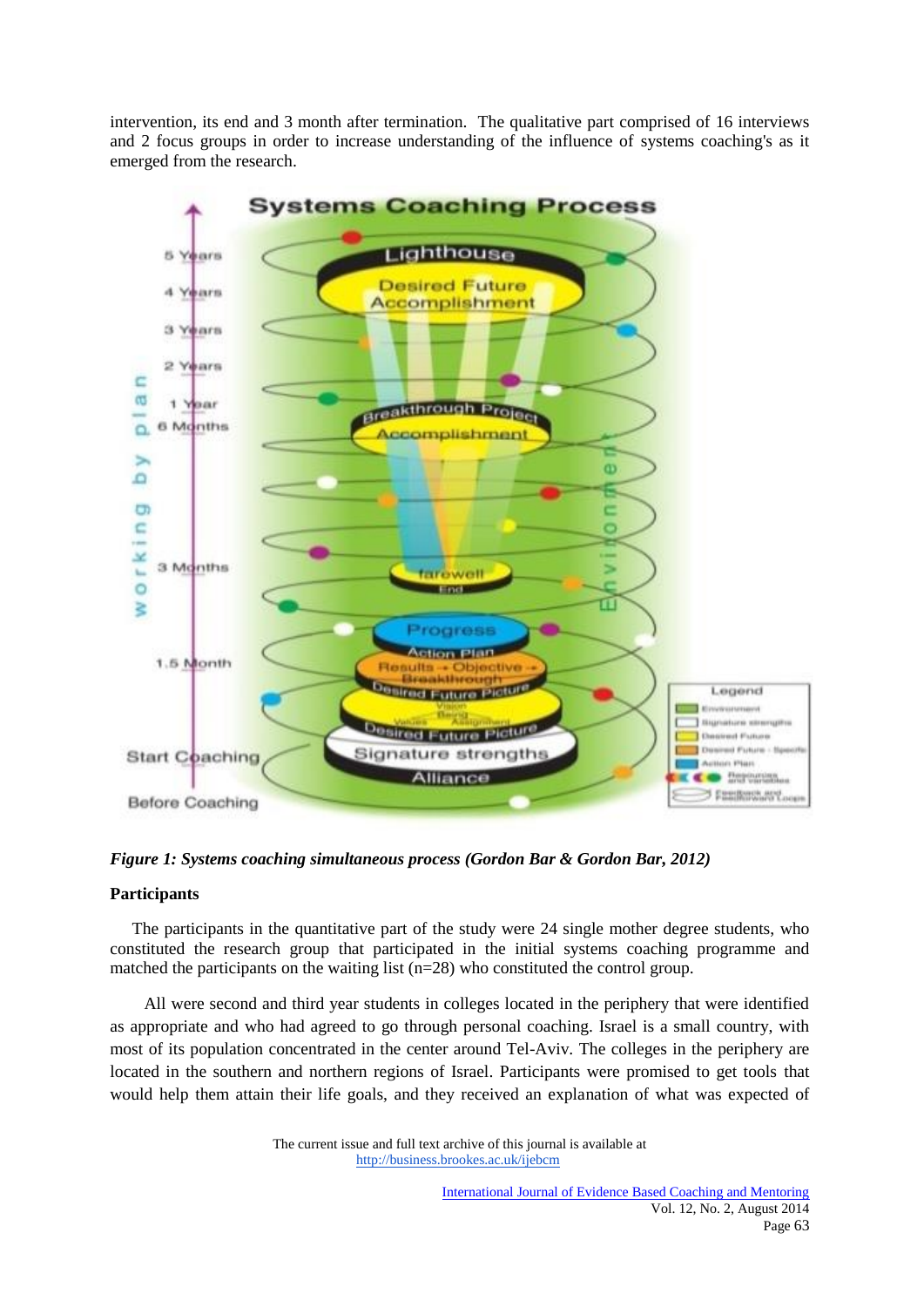intervention, its end and 3 month after termination. The qualitative part comprised of 16 interviews and 2 focus groups in order to increase understanding of the influence of systems coaching's as it emerged from the research.

*Figure 1: Systems coaching simultaneous process (Gordon Bar & Gordon Bar, 2012)*

## Participants

The participants in the quantitative part of the study were 24 single mother degree students, who constituted the research group that participated in the initial systems coaching programme and matched the participants on the waiting list (n=28) who constituted the control group.

All were second and third year students in colleges located in the periphery that were identified as appropriate and who had agreed to go through personal coaching. Israel is a small country, with most of its population concentrated in the center around Tel-Aviv. The colleges in the periphery are located in the southern and northern regions of Israel. Participants were promised to get tools that would help them attain their life goals, and they received an explanation of what was expected of

The current issue and full text archive of this journal is available at http://business.brookes.ac.uk/ijebcm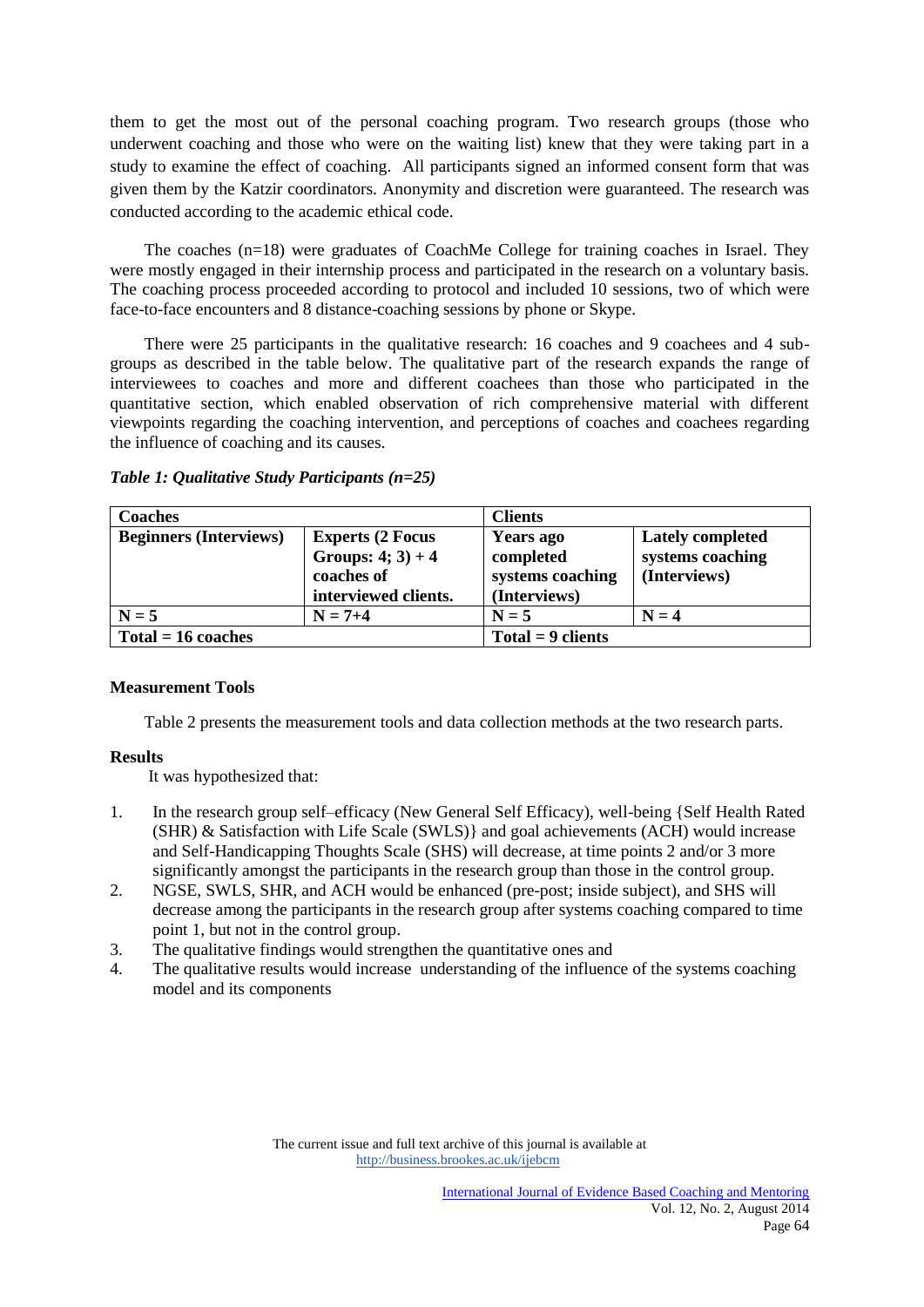them to get the most out of the personal coaching program. Two research groups (those who underwent coaching and those who were on the waiting list) knew that they were taking part in a study to examine the effect of coaching. All participants signed an informed consent form that was given them by the Katzir coordinators. Anonymity and discretion were guaranteed. The research was conducted according to the academic ethical code.

The coaches (n=18) were graduates of CoachMe College for training coaches in Israel. They were mostly engaged in their internship process and participated in the research on a voluntary basis. The coaching process proceeded according to protocol and included 10 sessions, two of which were face-to-face encounters and 8 distance-coaching sessions by phone or Skype.

There were 25 participants in the qualitative research: 16 coaches and 9 coachees and 4 sub-groups as described in the table below. The qualitative part of the research expands the range of interviewees to coaches and more and different coachees than those who participated in the quantitative section, which enabled observation of rich comprehensive material with different viewpoints regarding the coaching intervention, and perceptions of coaches and coachees regarding the influence of coaching and its causes.

***Table 1: Qualitative Study Participants (n=25)***

| **Coaches** | | **Clients** | |
|---|---|---|---|
| **Beginners (Interviews)** | **Experts (2 Focus Groups: 4; 3) + 4 coaches of interviewed clients.** | **Years ago completed systems coaching (Interviews)** | **Lately completed systems coaching (Interviews)** |
| **N = 5** | **N = 7+4** | **N = 5** | **N = 4** |
| **Total = 16 coaches** | | **Total = 9 clients** | |

**Measurement Tools**

Table 2 presents the measurement tools and data collection methods at the two research parts.

**Results**

It was hypothesized that:

1. In the research group self–efficacy (New General Self Efficacy), well-being {Self Health Rated (SHR) & Satisfaction with Life Scale (SWLS)} and goal achievements (ACH) would increase and Self-Handicapping Thoughts Scale (SHS) will decrease, at time points 2 and/or 3 more significantly amongst the participants in the research group than those in the control group.
2. NGSE, SWLS, SHR, and ACH would be enhanced (pre-post; inside subject), and SHS will decrease among the participants in the research group after systems coaching compared to time point 1, but not in the control group.
3. The qualitative findings would strengthen the quantitative ones and
4. The qualitative results would increase understanding of the influence of the systems coaching model and its components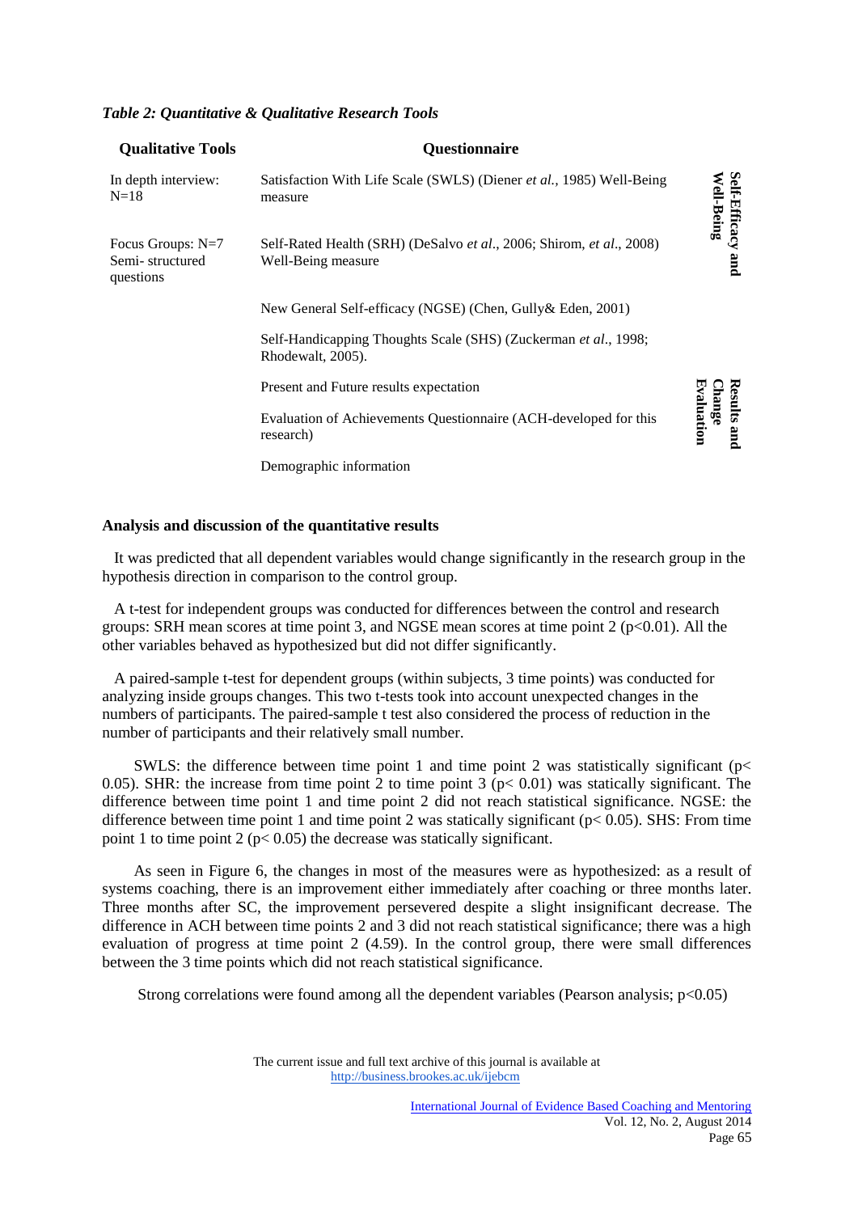*Table 2: Quantitative & Qualitative Research Tools*

| Qualitative Tools | Questionnaire | |
|---|---|---|
| In depth interview: N=18 | Satisfaction With Life Scale (SWLS) (Diener *et al.,* 1985) Well-Being measure | Self-Efficacy and Well-Being |
| Focus Groups: N=7 Semi- structured questions | Self-Rated Health (SRH) (DeSalvo *et al*., 2006; Shirom, *et al*., 2008) Well-Being measure | |
| | New General Self-efficacy (NGSE) (Chen, Gully& Eden, 2001) | |
| | Self-Handicapping Thoughts Scale (SHS) (Zuckerman *et al*., 1998; Rhodewalt, 2005). | |
| | Present and Future results expectation | Results and Change Evaluation |
| | Evaluation of Achievements Questionnaire (ACH-developed for this research) | |
| | Demographic information | |

**Analysis and discussion of the quantitative results**

It was predicted that all dependent variables would change significantly in the research group in the hypothesis direction in comparison to the control group.

A t-test for independent groups was conducted for differences between the control and research groups: SRH mean scores at time point 3, and NGSE mean scores at time point 2 ($p<0.01$). All the other variables behaved as hypothesized but did not differ significantly.

A paired-sample t-test for dependent groups (within subjects, 3 time points) was conducted for analyzing inside groups changes. This two t-tests took into account unexpected changes in the numbers of participants. The paired-sample t test also considered the process of reduction in the number of participants and their relatively small number.

SWLS: the difference between time point 1 and time point 2 was statistically significant ($p< 0.05$). SHR: the increase from time point 2 to time point 3 ($p< 0.01$) was statically significant. The difference between time point 1 and time point 2 did not reach statistical significance. NGSE: the difference between time point 1 and time point 2 was statically significant ($p< 0.05$). SHS: From time point 1 to time point 2 ($p< 0.05$) the decrease was statically significant.

As seen in Figure 6, the changes in most of the measures were as hypothesized: as a result of systems coaching, there is an improvement either immediately after coaching or three months later. Three months after SC, the improvement persevered despite a slight insignificant decrease. The difference in ACH between time points 2 and 3 did not reach statistical significance; there was a high evaluation of progress at time point 2 (4.59). In the control group, there were small differences between the 3 time points which did not reach statistical significance.

Strong correlations were found among all the dependent variables (Pearson analysis; $p<0.05$)

The current issue and full text archive of this journal is available at http://business.brookes.ac.uk/ijebcm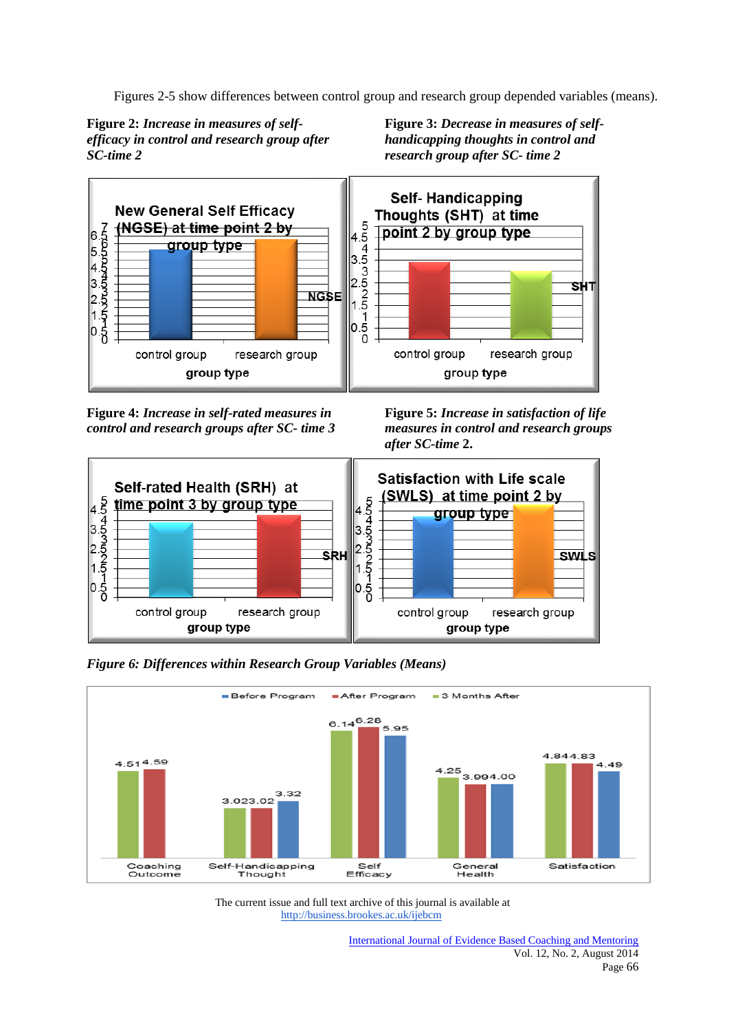Figures 2-5 show differences between control group and research group depended variables (means).

**Figure 2:** *Increase in measures of self-efficacy in control and research group after SC-time 2*

**Figure 3:** *Decrease in measures of self-handicapping thoughts in control and research group after SC- time 2*

**Figure 4:** *Increase in self-rated measures in control and research groups after SC- time 3*

**Figure 5:** *Increase in satisfaction of life measures in control and research groups after SC-time* **2.**

***Figure 6: Differences within Research Group Variables (Means)***

The current issue and full text archive of this journal is available at
http://business.brookes.ac.uk/ijebcm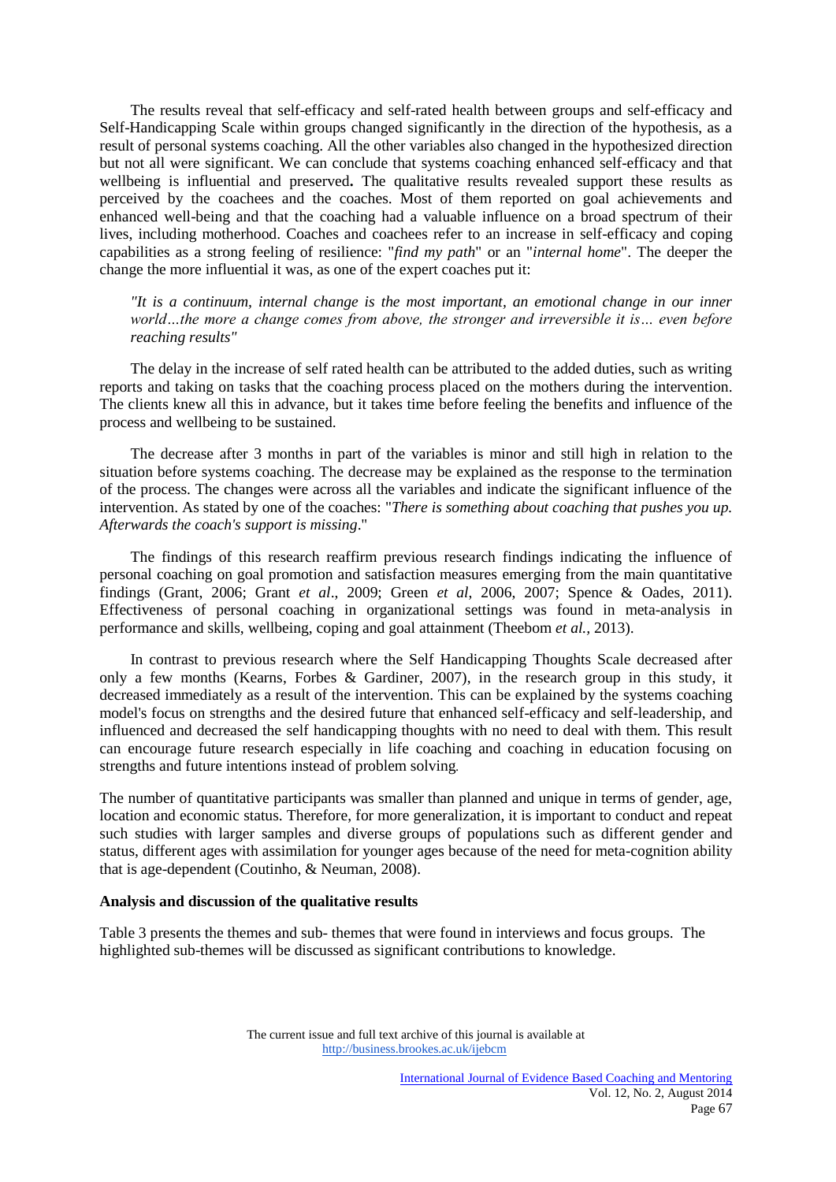The results reveal that self-efficacy and self-rated health between groups and self-efficacy and Self-Handicapping Scale within groups changed significantly in the direction of the hypothesis, as a result of personal systems coaching. All the other variables also changed in the hypothesized direction but not all were significant. We can conclude that systems coaching enhanced self-efficacy and that wellbeing is influential and preserved**.** The qualitative results revealed support these results as perceived by the coachees and the coaches. Most of them reported on goal achievements and enhanced well-being and that the coaching had a valuable influence on a broad spectrum of their lives, including motherhood. Coaches and coachees refer to an increase in self-efficacy and coping capabilities as a strong feeling of resilience: "*find my path*" or an "*internal home*". The deeper the change the more influential it was, as one of the expert coaches put it:

> *"It is a continuum, internal change is the most important, an emotional change in our inner world…the more a change comes from above, the stronger and irreversible it is… even before reaching results"*

The delay in the increase of self rated health can be attributed to the added duties, such as writing reports and taking on tasks that the coaching process placed on the mothers during the intervention. The clients knew all this in advance, but it takes time before feeling the benefits and influence of the process and wellbeing to be sustained.

The decrease after 3 months in part of the variables is minor and still high in relation to the situation before systems coaching. The decrease may be explained as the response to the termination of the process. The changes were across all the variables and indicate the significant influence of the intervention. As stated by one of the coaches: "*There is something about coaching that pushes you up. Afterwards the coach's support is missing*."

The findings of this research reaffirm previous research findings indicating the influence of personal coaching on goal promotion and satisfaction measures emerging from the main quantitative findings (Grant, 2006; Grant *et al*., 2009; Green *et al*, 2006, 2007; Spence & Oades, 2011). Effectiveness of personal coaching in organizational settings was found in meta-analysis in performance and skills, wellbeing, coping and goal attainment (Theebom *et al.*, 2013).

In contrast to previous research where the Self Handicapping Thoughts Scale decreased after only a few months (Kearns, Forbes & Gardiner, 2007), in the research group in this study, it decreased immediately as a result of the intervention. This can be explained by the systems coaching model's focus on strengths and the desired future that enhanced self-efficacy and self-leadership, and influenced and decreased the self handicapping thoughts with no need to deal with them. This result can encourage future research especially in life coaching and coaching in education focusing on strengths and future intentions instead of problem solving.

The number of quantitative participants was smaller than planned and unique in terms of gender, age, location and economic status. Therefore, for more generalization, it is important to conduct and repeat such studies with larger samples and diverse groups of populations such as different gender and status, different ages with assimilation for younger ages because of the need for meta-cognition ability that is age-dependent (Coutinho, & Neuman, 2008).

**Analysis and discussion of the qualitative results**

Table 3 presents the themes and sub- themes that were found in interviews and focus groups. The highlighted sub-themes will be discussed as significant contributions to knowledge.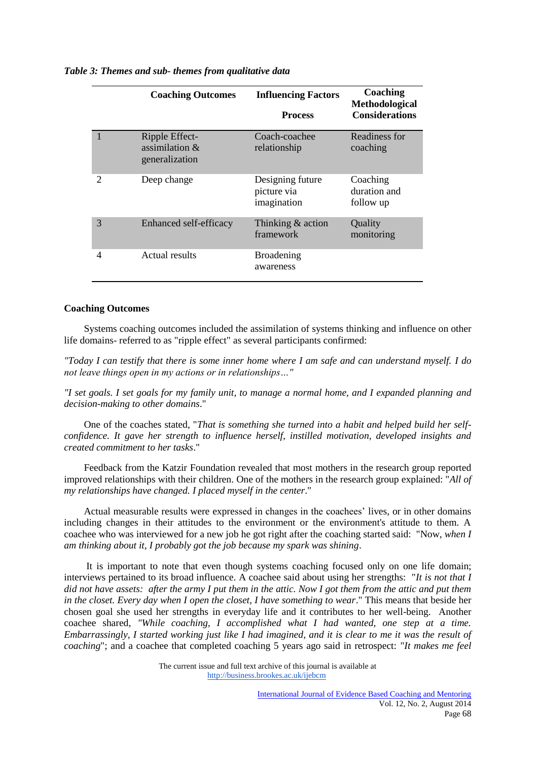*Table 3: Themes and sub- themes from qualitative data*

| | Coaching Outcomes | Influencing Factors<br>Process | Coaching Methodological Considerations |
|---|---|---|---|
| 1 | Ripple Effect- assimilation & generalization | Coach-coachee relationship | Readiness for coaching |
| 2 | Deep change | Designing future picture via imagination | Coaching duration and follow up |
| 3 | Enhanced self-efficacy | Thinking & action framework | Quality monitoring |
| 4 | Actual results | Broadening awareness | |

**Coaching Outcomes**

Systems coaching outcomes included the assimilation of systems thinking and influence on other life domains- referred to as "ripple effect" as several participants confirmed:

*"Today I can testify that there is some inner home where I am safe and can understand myself. I do not leave things open in my actions or in relationships…"*

*"I set goals. I set goals for my family unit, to manage a normal home, and I expanded planning and decision-making to other domains*."

One of the coaches stated, "*That is something she turned into a habit and helped build her self-confidence. It gave her strength to influence herself, instilled motivation, developed insights and created commitment to her tasks*."

Feedback from the Katzir Foundation revealed that most mothers in the research group reported improved relationships with their children. One of the mothers in the research group explained: "*All of my relationships have changed. I placed myself in the center*."

Actual measurable results were expressed in changes in the coachees' lives, or in other domains including changes in their attitudes to the environment or the environment's attitude to them. A coachee who was interviewed for a new job he got right after the coaching started said: "Now, *when I am thinking about it, I probably got the job because my spark was shining*.

It is important to note that even though systems coaching focused only on one life domain; interviews pertained to its broad influence. A coachee said about using her strengths: "*It is not that I did not have assets: after the army I put them in the attic. Now I got them from the attic and put them in the closet. Every day when I open the closet, I have something to wear*." This means that beside her chosen goal she used her strengths in everyday life and it contributes to her well-being. Another coachee shared, *"While coaching, I accomplished what I had wanted, one step at a time. Embarrassingly, I started working just like I had imagined, and it is clear to me it was the result of coaching*"; and a coachee that completed coaching 5 years ago said in retrospect: "*It makes me feel*

The current issue and full text archive of this journal is available at http://business.brookes.ac.uk/ijebcm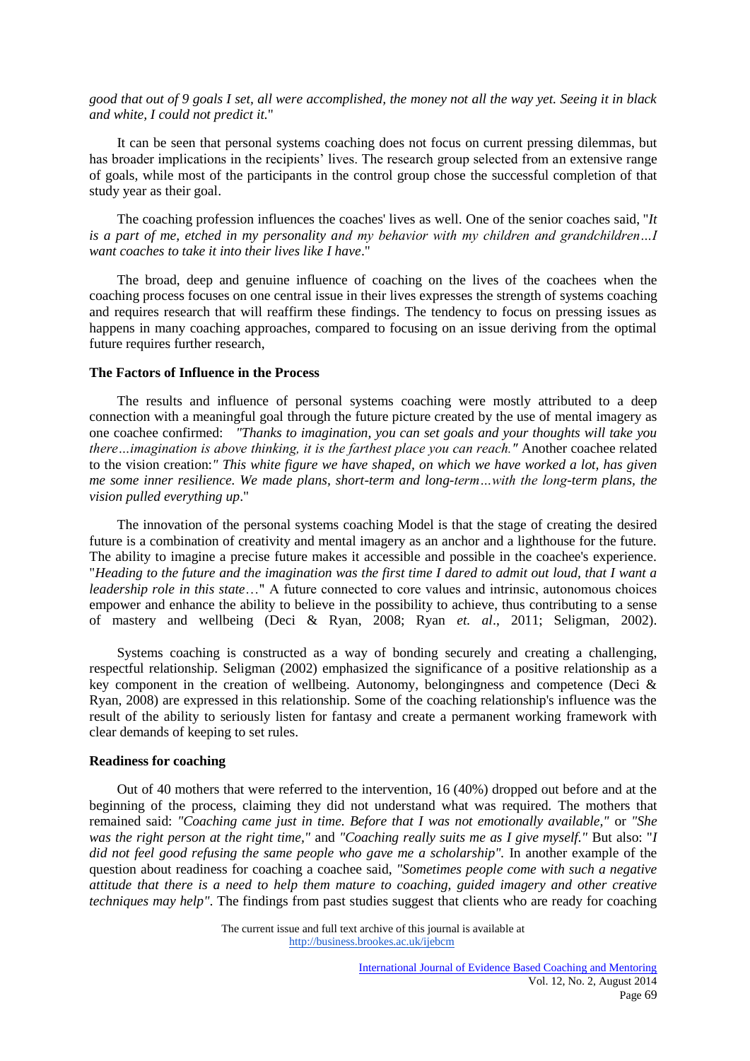*good that out of 9 goals I set, all were accomplished, the money not all the way yet. Seeing it in black and white, I could not predict it.*"

It can be seen that personal systems coaching does not focus on current pressing dilemmas, but has broader implications in the recipients' lives. The research group selected from an extensive range of goals, while most of the participants in the control group chose the successful completion of that study year as their goal.

The coaching profession influences the coaches' lives as well. One of the senior coaches said, "*It is a part of me, etched in my personality and my behavior with my children and grandchildren…I want coaches to take it into their lives like I have*."

The broad, deep and genuine influence of coaching on the lives of the coachees when the coaching process focuses on one central issue in their lives expresses the strength of systems coaching and requires research that will reaffirm these findings. The tendency to focus on pressing issues as happens in many coaching approaches, compared to focusing on an issue deriving from the optimal future requires further research,

**The Factors of Influence in the Process**

The results and influence of personal systems coaching were mostly attributed to a deep connection with a meaningful goal through the future picture created by the use of mental imagery as one coachee confirmed: *"Thanks to imagination, you can set goals and your thoughts will take you there…imagination is above thinking, it is the farthest place you can reach."* Another coachee related to the vision creation:*" This white figure we have shaped, on which we have worked a lot, has given me some inner resilience. We made plans, short-term and long-term…with the long-term plans, the vision pulled everything up*."

The innovation of the personal systems coaching Model is that the stage of creating the desired future is a combination of creativity and mental imagery as an anchor and a lighthouse for the future. The ability to imagine a precise future makes it accessible and possible in the coachee's experience. "*Heading to the future and the imagination was the first time I dared to admit out loud, that I want a leadership role in this state*…" A future connected to core values and intrinsic, autonomous choices empower and enhance the ability to believe in the possibility to achieve, thus contributing to a sense of mastery and wellbeing (Deci & Ryan, 2008; Ryan *et. al*., 2011; Seligman, 2002).

Systems coaching is constructed as a way of bonding securely and creating a challenging, respectful relationship. Seligman (2002) emphasized the significance of a positive relationship as a key component in the creation of wellbeing. Autonomy, belongingness and competence (Deci & Ryan, 2008) are expressed in this relationship. Some of the coaching relationship's influence was the result of the ability to seriously listen for fantasy and create a permanent working framework with clear demands of keeping to set rules.

**Readiness for coaching**

Out of 40 mothers that were referred to the intervention, 16 (40%) dropped out before and at the beginning of the process, claiming they did not understand what was required. The mothers that remained said: *"Coaching came just in time. Before that I was not emotionally available,"* or *"She was the right person at the right time,"* and *"Coaching really suits me as I give myself."* But also: "*I did not feel good refusing the same people who gave me a scholarship"*. In another example of the question about readiness for coaching a coachee said, *"Sometimes people come with such a negative attitude that there is a need to help them mature to coaching, guided imagery and other creative techniques may help"*. The findings from past studies suggest that clients who are ready for coaching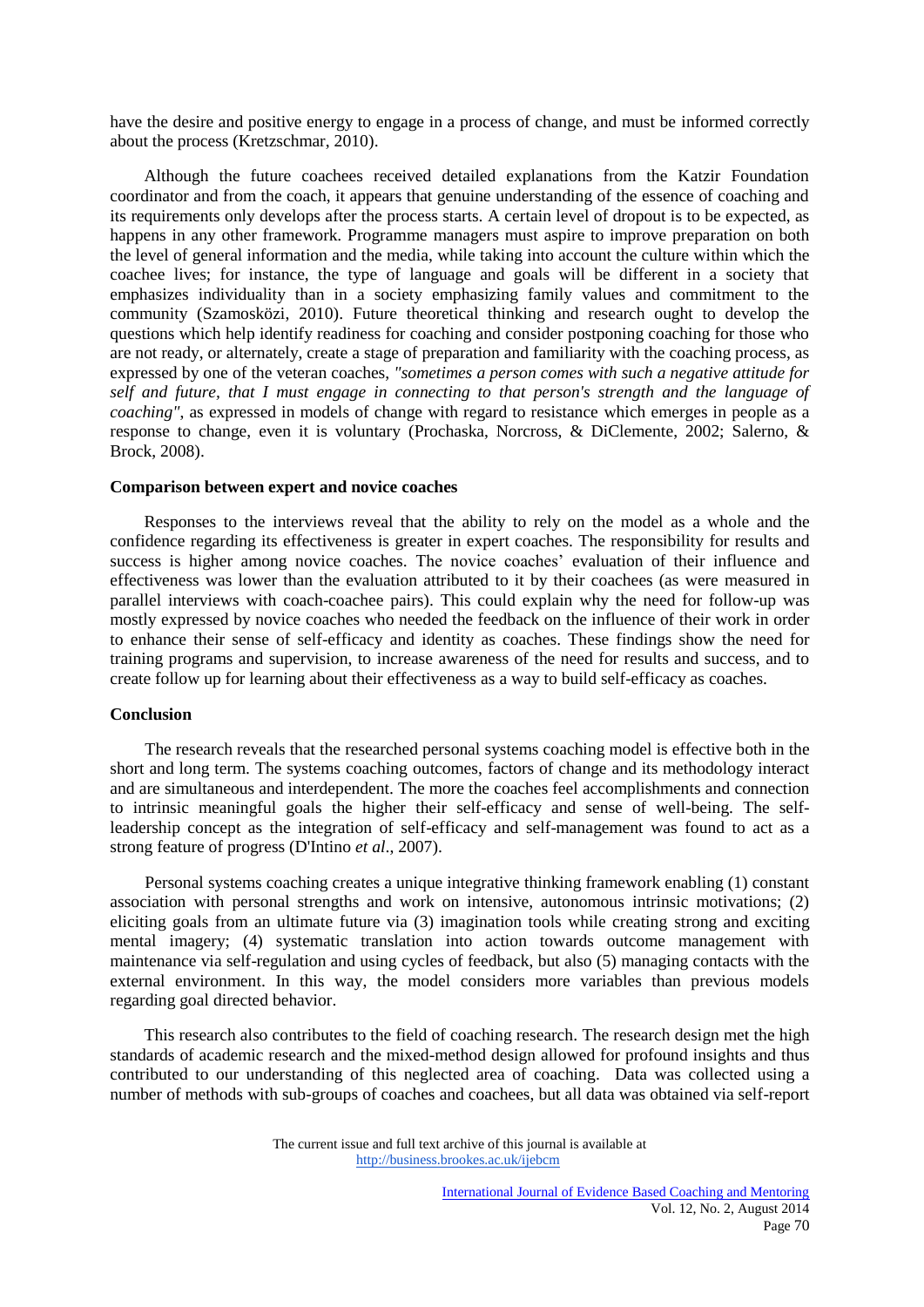have the desire and positive energy to engage in a process of change, and must be informed correctly about the process (Kretzschmar, 2010).

Although the future coachees received detailed explanations from the Katzir Foundation coordinator and from the coach, it appears that genuine understanding of the essence of coaching and its requirements only develops after the process starts. A certain level of dropout is to be expected, as happens in any other framework. Programme managers must aspire to improve preparation on both the level of general information and the media, while taking into account the culture within which the coachee lives; for instance, the type of language and goals will be different in a society that emphasizes individuality than in a society emphasizing family values and commitment to the community (Szamosközi, 2010). Future theoretical thinking and research ought to develop the questions which help identify readiness for coaching and consider postponing coaching for those who are not ready, or alternately, create a stage of preparation and familiarity with the coaching process, as expressed by one of the veteran coaches, *"sometimes a person comes with such a negative attitude for self and future, that I must engage in connecting to that person's strength and the language of coaching"*, as expressed in models of change with regard to resistance which emerges in people as a response to change, even it is voluntary (Prochaska, Norcross, & DiClemente, 2002; Salerno, & Brock, 2008).

**Comparison between expert and novice coaches**

Responses to the interviews reveal that the ability to rely on the model as a whole and the confidence regarding its effectiveness is greater in expert coaches. The responsibility for results and success is higher among novice coaches. The novice coaches' evaluation of their influence and effectiveness was lower than the evaluation attributed to it by their coachees (as were measured in parallel interviews with coach-coachee pairs). This could explain why the need for follow-up was mostly expressed by novice coaches who needed the feedback on the influence of their work in order to enhance their sense of self-efficacy and identity as coaches. These findings show the need for training programs and supervision, to increase awareness of the need for results and success, and to create follow up for learning about their effectiveness as a way to build self-efficacy as coaches.

**Conclusion**

The research reveals that the researched personal systems coaching model is effective both in the short and long term. The systems coaching outcomes, factors of change and its methodology interact and are simultaneous and interdependent. The more the coaches feel accomplishments and connection to intrinsic meaningful goals the higher their self-efficacy and sense of well-being. The self-leadership concept as the integration of self-efficacy and self-management was found to act as a strong feature of progress (D'Intino *et al*., 2007).

Personal systems coaching creates a unique integrative thinking framework enabling (1) constant association with personal strengths and work on intensive, autonomous intrinsic motivations; (2) eliciting goals from an ultimate future via (3) imagination tools while creating strong and exciting mental imagery; (4) systematic translation into action towards outcome management with maintenance via self-regulation and using cycles of feedback, but also (5) managing contacts with the external environment. In this way, the model considers more variables than previous models regarding goal directed behavior.

This research also contributes to the field of coaching research. The research design met the high standards of academic research and the mixed-method design allowed for profound insights and thus contributed to our understanding of this neglected area of coaching. Data was collected using a number of methods with sub-groups of coaches and coachees, but all data was obtained via self-report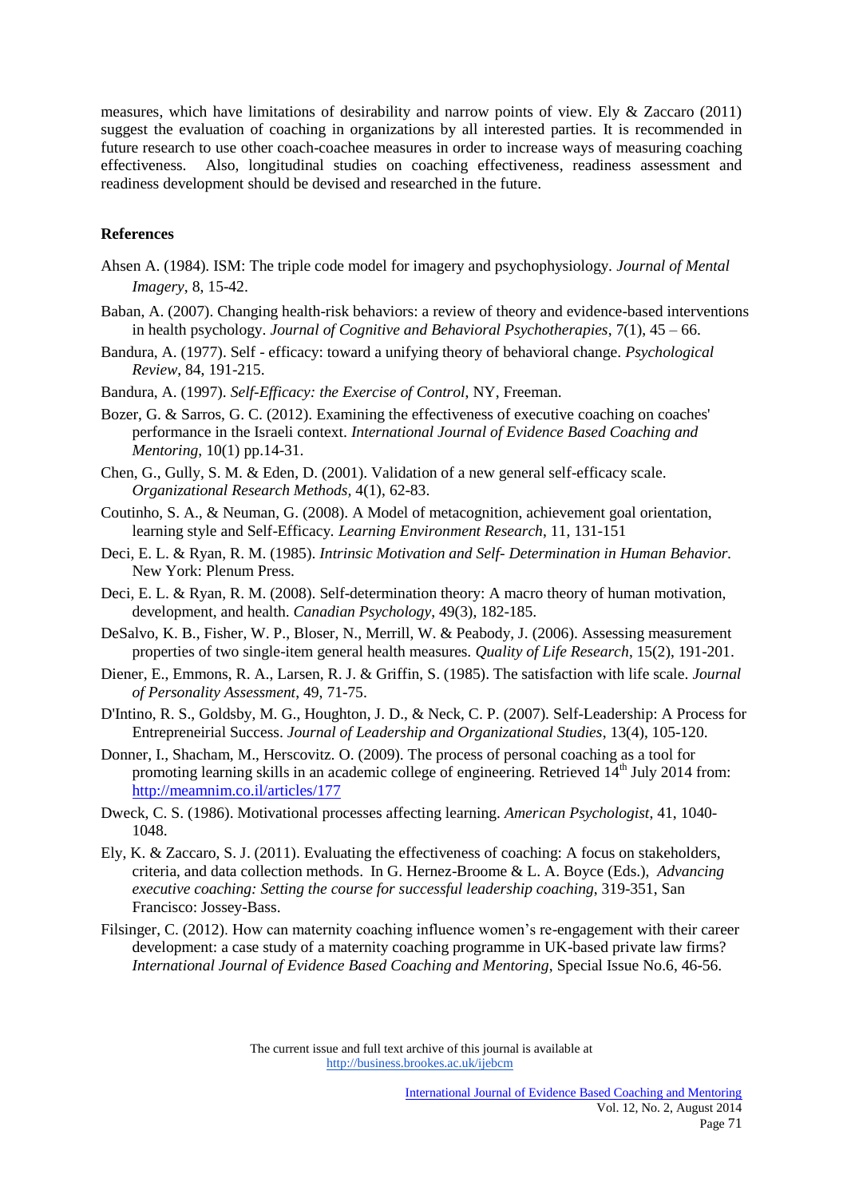measures, which have limitations of desirability and narrow points of view. Ely & Zaccaro (2011) suggest the evaluation of coaching in organizations by all interested parties. It is recommended in future research to use other coach-coachee measures in order to increase ways of measuring coaching effectiveness. Also, longitudinal studies on coaching effectiveness, readiness assessment and readiness development should be devised and researched in the future.

**References**

Ahsen A. (1984). ISM: The triple code model for imagery and psychophysiology. *Journal of Mental Imagery*, 8, 15-42.

Baban, A. (2007). Changing health-risk behaviors: a review of theory and evidence-based interventions in health psychology. *Journal of Cognitive and Behavioral Psychotherapies*, 7(1), 45 – 66.

Bandura, A. (1977). Self - efficacy: toward a unifying theory of behavioral change. *Psychological Review*, 84, 191-215.

Bandura, A. (1997). *Self-Efficacy: the Exercise of Control*, NY, Freeman.

Bozer, G. & Sarros, G. C. (2012). Examining the effectiveness of executive coaching on coaches' performance in the Israeli context. *International Journal of Evidence Based Coaching and Mentoring*, 10(1) pp.14-31.

Chen, G., Gully, S. M. & Eden, D. (2001). Validation of a new general self-efficacy scale. *Organizational Research Methods*, 4(1), 62-83.

Coutinho, S. A., & Neuman, G. (2008). A Model of metacognition, achievement goal orientation, learning style and Self-Efficacy. *Learning Environment Research*, 11, 131-151

Deci, E. L. & Ryan, R. M. (1985). *Intrinsic Motivation and Self- Determination in Human Behavior.* New York: Plenum Press.

Deci, E. L. & Ryan, R. M. (2008). Self-determination theory: A macro theory of human motivation, development, and health. *Canadian Psychology*, 49(3), 182-185.

DeSalvo, K. B., Fisher, W. P., Bloser, N., Merrill, W. & Peabody, J. (2006). Assessing measurement properties of two single-item general health measures. *Quality of Life Research*, 15(2), 191-201.

Diener, E., Emmons, R. A., Larsen, R. J. & Griffin, S. (1985). The satisfaction with life scale. *Journal of Personality Assessment*, 49, 71-75.

D'Intino, R. S., Goldsby, M. G., Houghton, J. D., & Neck, C. P. (2007). Self-Leadership: A Process for Entrepreneirial Success. *Journal of Leadership and Organizational Studies*, 13(4), 105-120.

Donner, I., Shacham, M., Herscovitz. O. (2009). The process of personal coaching as a tool for promoting learning skills in an academic college of engineering. Retrieved 14th July 2014 from: http://meamnim.co.il/articles/177

Dweck, C. S. (1986). Motivational processes affecting learning. *American Psychologist*, 41, 1040-1048.

Ely, K. & Zaccaro, S. J. (2011). Evaluating the effectiveness of coaching: A focus on stakeholders, criteria, and data collection methods. In G. Hernez-Broome & L. A. Boyce (Eds.), *Advancing executive coaching: Setting the course for successful leadership coaching*, 319-351, San Francisco: Jossey-Bass.

Filsinger, C. (2012). How can maternity coaching influence women's re-engagement with their career development: a case study of a maternity coaching programme in UK-based private law firms? *International Journal of Evidence Based Coaching and Mentoring*, Special Issue No.6, 46-56.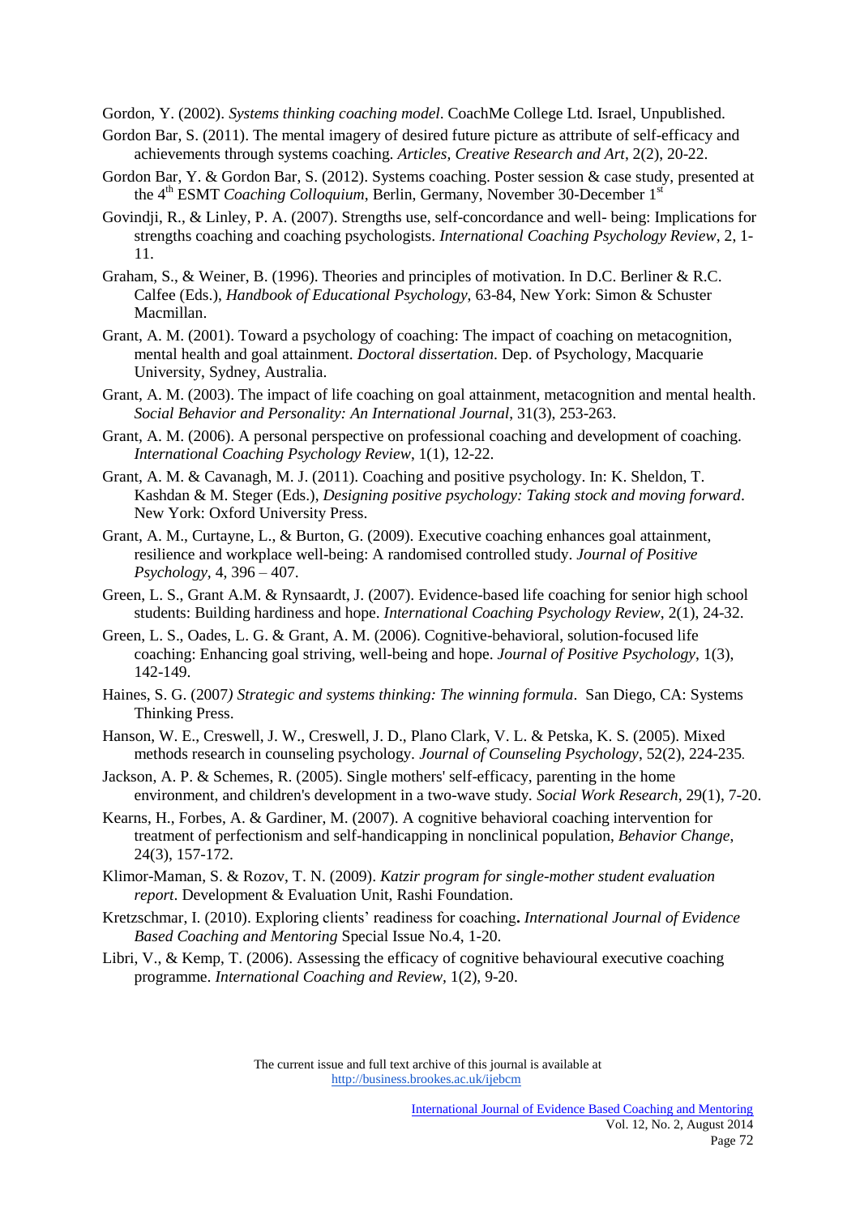Gordon, Y. (2002). *Systems thinking coaching model*. CoachMe College Ltd. Israel, Unpublished.

Gordon Bar, S. (2011). The mental imagery of desired future picture as attribute of self-efficacy and achievements through systems coaching. *Articles, Creative Research and Art*, 2(2), 20-22.

Gordon Bar, Y. & Gordon Bar, S. (2012). Systems coaching. Poster session & case study, presented at the 4th ESMT *Coaching Colloquium*, Berlin, Germany, November 30-December 1st

Govindji, R., & Linley, P. A. (2007). Strengths use, self-concordance and well- being: Implications for strengths coaching and coaching psychologists. *International Coaching Psychology Review*, 2, 1-11.

Graham, S., & Weiner, B. (1996). Theories and principles of motivation. In D.C. Berliner & R.C. Calfee (Eds.), *Handbook of Educational Psychology*, 63-84, New York: Simon & Schuster Macmillan.

Grant, A. M. (2001). Toward a psychology of coaching: The impact of coaching on metacognition, mental health and goal attainment. *Doctoral dissertation*. Dep. of Psychology, Macquarie University, Sydney, Australia.

Grant, A. M. (2003). The impact of life coaching on goal attainment, metacognition and mental health. *Social Behavior and Personality: An International Journal*, 31(3), 253-263.

Grant, A. M. (2006). A personal perspective on professional coaching and development of coaching. *International Coaching Psychology Review*, 1(1), 12-22.

Grant, A. M. & Cavanagh, M. J. (2011). Coaching and positive psychology. In: K. Sheldon, T. Kashdan & M. Steger (Eds.), *Designing positive psychology: Taking stock and moving forward*. New York: Oxford University Press.

Grant, A. M., Curtayne, L., & Burton, G. (2009). Executive coaching enhances goal attainment, resilience and workplace well-being: A randomised controlled study. *Journal of Positive Psychology*, 4, 396 – 407.

Green, L. S., Grant A.M. & Rynsaardt, J. (2007). Evidence-based life coaching for senior high school students: Building hardiness and hope. *International Coaching Psychology Review*, 2(1), 24-32.

Green, L. S., Oades, L. G. & Grant, A. M. (2006). Cognitive-behavioral, solution-focused life coaching: Enhancing goal striving, well-being and hope. *Journal of Positive Psychology*, 1(3), 142-149.

Haines, S. G. (2007*) Strategic and systems thinking: The winning formula*. San Diego, CA: Systems Thinking Press.

Hanson, W. E., Creswell, J. W., Creswell, J. D., Plano Clark, V. L. & Petska, K. S. (2005). Mixed methods research in counseling psychology. *Journal of Counseling Psychology*, 52(2), 224-235.

Jackson, A. P. & Schemes, R. (2005). Single mothers' self-efficacy, parenting in the home environment, and children's development in a two-wave study. *Social Work Research*, 29(1), 7-20.

Kearns, H., Forbes, A. & Gardiner, M. (2007). A cognitive behavioral coaching intervention for treatment of perfectionism and self-handicapping in nonclinical population, *Behavior Change*, 24(3), 157-172.

Klimor-Maman, S. & Rozov, T. N. (2009). *Katzir program for single-mother student evaluation report*. Development & Evaluation Unit, Rashi Foundation.

Kretzschmar, I. (2010). Exploring clients' readiness for coaching**.** *International Journal of Evidence Based Coaching and Mentoring* Special Issue No.4, 1-20.

Libri, V., & Kemp, T. (2006). Assessing the efficacy of cognitive behavioural executive coaching programme. *International Coaching and Review*, 1(2), 9-20.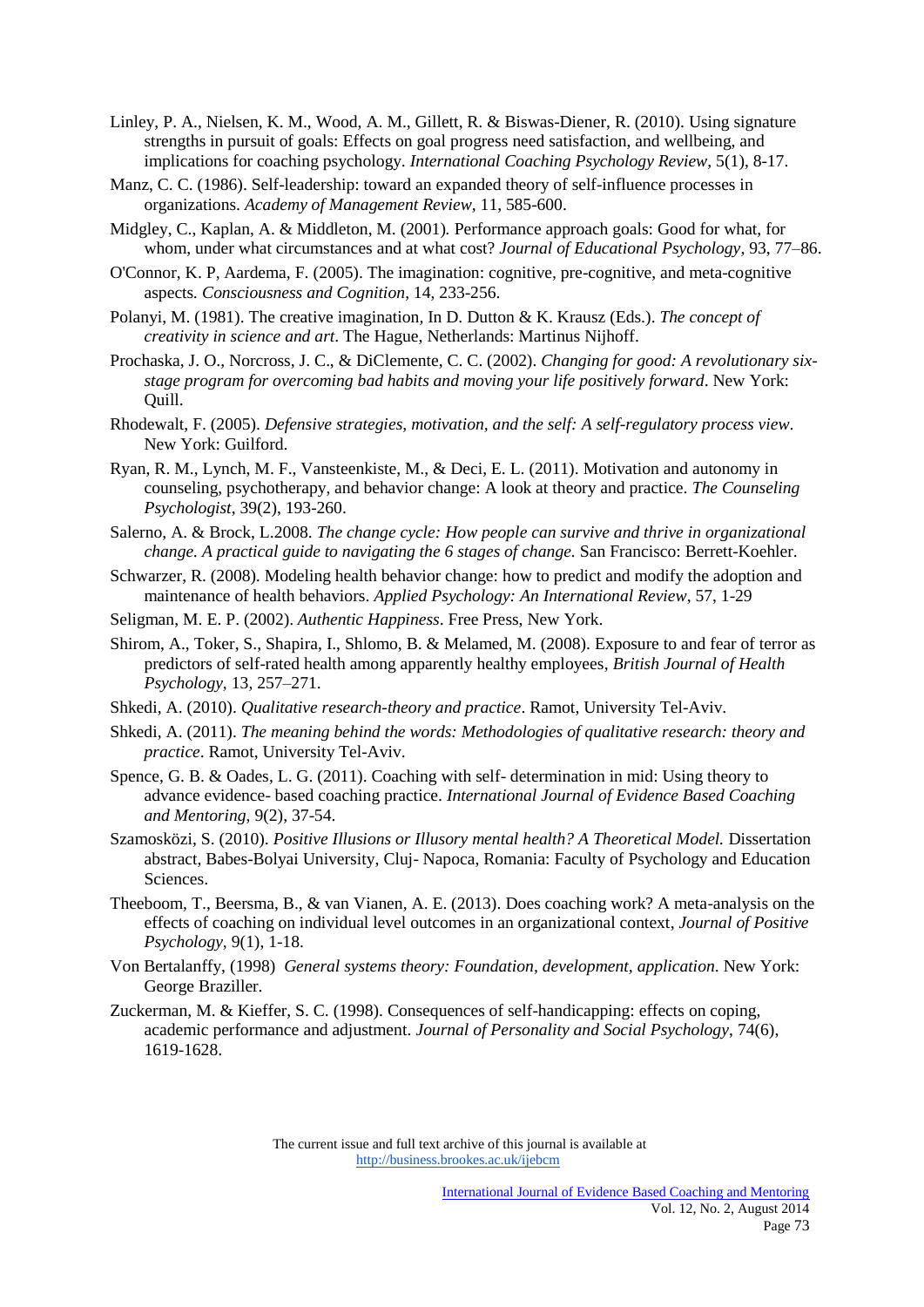Linley, P. A., Nielsen, K. M., Wood, A. M., Gillett, R. & Biswas-Diener, R. (2010). Using signature strengths in pursuit of goals: Effects on goal progress need satisfaction, and wellbeing, and implications for coaching psychology. *International Coaching Psychology Review*, 5(1), 8-17.

Manz, C. C. (1986). Self-leadership: toward an expanded theory of self-influence processes in organizations. *Academy of Management Review*, 11, 585-600.

Midgley, C., Kaplan, A. & Middleton, M. (2001). Performance approach goals: Good for what, for whom, under what circumstances and at what cost? *Journal of Educational Psychology*, 93, 77–86.

O'Connor, K. P, Aardema, F. (2005). The imagination: cognitive, pre-cognitive, and meta-cognitive aspects. *Consciousness and Cognition*, 14, 233-256.

Polanyi, M. (1981). The creative imagination, In D. Dutton & K. Krausz (Eds.). *The concept of creativity in science and art*. The Hague, Netherlands: Martinus Nijhoff.

Prochaska, J. O., Norcross, J. C., & DiClemente, C. C. (2002). *Changing for good: A revolutionary six-stage program for overcoming bad habits and moving your life positively forward*. New York: Quill.

Rhodewalt, F. (2005). *Defensive strategies, motivation, and the self: A self-regulatory process view*. New York: Guilford.

Ryan, R. M., Lynch, M. F., Vansteenkiste, M., & Deci, E. L. (2011). Motivation and autonomy in counseling, psychotherapy, and behavior change: A look at theory and practice. *The Counseling Psychologist*, 39(2), 193-260.

Salerno, A. & Brock, L.2008. *The change cycle: How people can survive and thrive in organizational change. A practical guide to navigating the 6 stages of change.* San Francisco: Berrett-Koehler.

Schwarzer, R. (2008). Modeling health behavior change: how to predict and modify the adoption and maintenance of health behaviors. *Applied Psychology: An International Review*, 57, 1-29

Seligman, M. E. P. (2002). *Authentic Happiness*. Free Press, New York.

Shirom, A., Toker, S., Shapira, I., Shlomo, B. & Melamed, M. (2008). Exposure to and fear of terror as predictors of self-rated health among apparently healthy employees, *British Journal of Health Psychology*, 13, 257–271.

Shkedi, A. (2010). *Qualitative research-theory and practice*. Ramot, University Tel-Aviv.

Shkedi, A. (2011). *The meaning behind the words: Methodologies of qualitative research: theory and practice*. Ramot, University Tel-Aviv.

Spence, G. B. & Oades, L. G. (2011). Coaching with self- determination in mid: Using theory to advance evidence- based coaching practice. *International Journal of Evidence Based Coaching and Mentoring*, 9(2), 37-54.

Szamosközi, S. (2010). *Positive Illusions or Illusory mental health? A Theoretical Model.* Dissertation abstract, Babes-Bolyai University, Cluj- Napoca, Romania: Faculty of Psychology and Education Sciences.

Theeboom, T., Beersma, B., & van Vianen, A. E. (2013). Does coaching work? A meta-analysis on the effects of coaching on individual level outcomes in an organizational context, *Journal of Positive Psychology*, 9(1), 1-18.

Von Bertalanffy, (1998) *General systems theory: Foundation, development, application*. New York: George Braziller.

Zuckerman, M. & Kieffer, S. C. (1998). Consequences of self-handicapping: effects on coping, academic performance and adjustment. *Journal of Personality and Social Psychology*, 74(6), 1619-1628.

The current issue and full text archive of this journal is available at http://business.brookes.ac.uk/ijebcm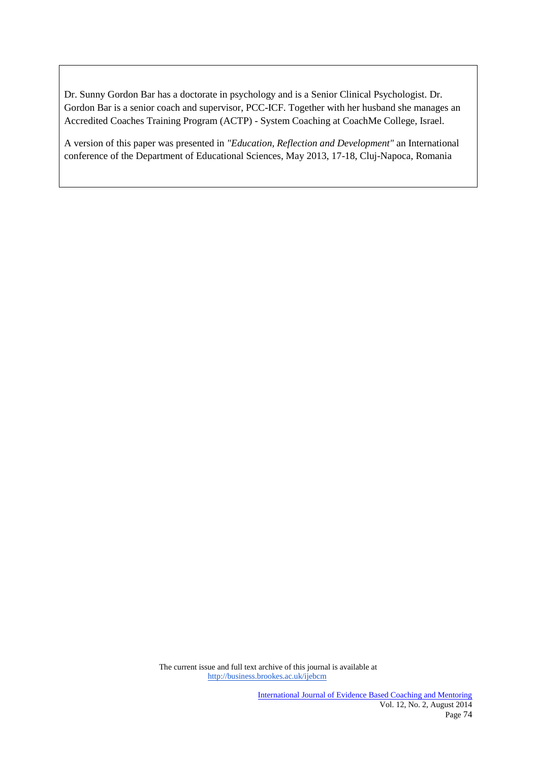Dr. Sunny Gordon Bar has a doctorate in psychology and is a Senior Clinical Psychologist. Dr. Gordon Bar is a senior coach and supervisor, PCC-ICF. Together with her husband she manages an Accredited Coaches Training Program (ACTP) - System Coaching at CoachMe College, Israel.

A version of this paper was presented in *"Education, Reflection and Development"* an International conference of the Department of Educational Sciences, May 2013, 17-18, Cluj-Napoca, Romania

The current issue and full text archive of this journal is available at http://business.brookes.ac.uk/ijebcm